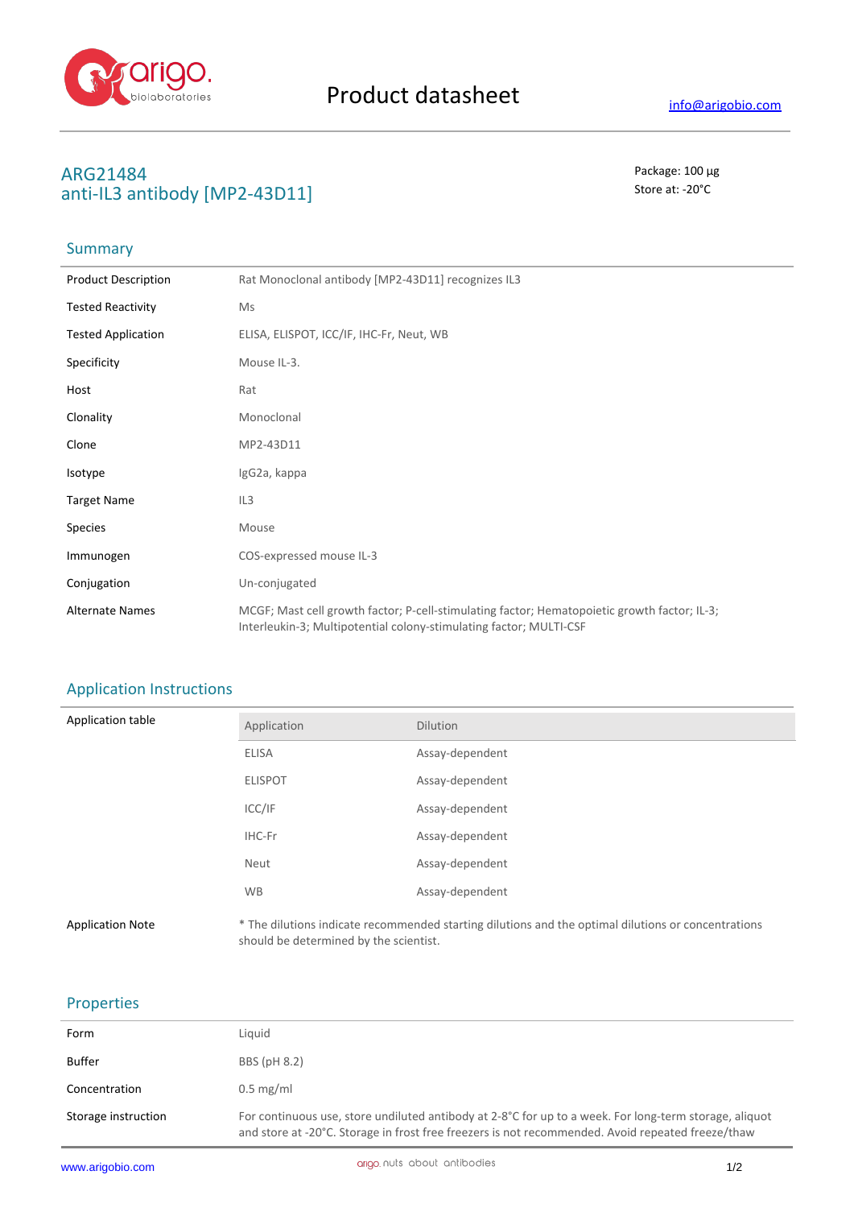Product datasheet

info@arigobio.com

# ARG21484
# anti-IL3 antibody [MP2-43D11]

Package: 100 μg
Store at: -20°C

## Summary

| | |
|---|---|
| Product Description | Rat Monoclonal antibody [MP2-43D11] recognizes IL3 |
| Tested Reactivity | Ms |
| Tested Application | ELISA, ELISPOT, ICC/IF, IHC-Fr, Neut, WB |
| Specificity | Mouse IL-3. |
| Host | Rat |
| Clonality | Monoclonal |
| Clone | MP2-43D11 |
| Isotype | IgG2a, kappa |
| Target Name | IL3 |
| Species | Mouse |
| Immunogen | COS-expressed mouse IL-3 |
| Conjugation | Un-conjugated |
| Alternate Names | MCGF; Mast cell growth factor; P-cell-stimulating factor; Hematopoietic growth factor; IL-3; Interleukin-3; Multipotential colony-stimulating factor; MULTI-CSF |

## Application Instructions

Application table

| Application | Dilution |
|---|---|
| ELISA | Assay-dependent |
| ELISPOT | Assay-dependent |
| ICC/IF | Assay-dependent |
| IHC-Fr | Assay-dependent |
| Neut | Assay-dependent |
| WB | Assay-dependent |

Application Note: * The dilutions indicate recommended starting dilutions and the optimal dilutions or concentrations should be determined by the scientist.

## Properties

| | |
|---|---|
| Form | Liquid |
| Buffer | BBS (pH 8.2) |
| Concentration | 0.5 mg/ml |
| Storage instruction | For continuous use, store undiluted antibody at 2-8°C for up to a week. For long-term storage, aliquot and store at -20°C. Storage in frost free freezers is not recommended. Avoid repeated freeze/thaw |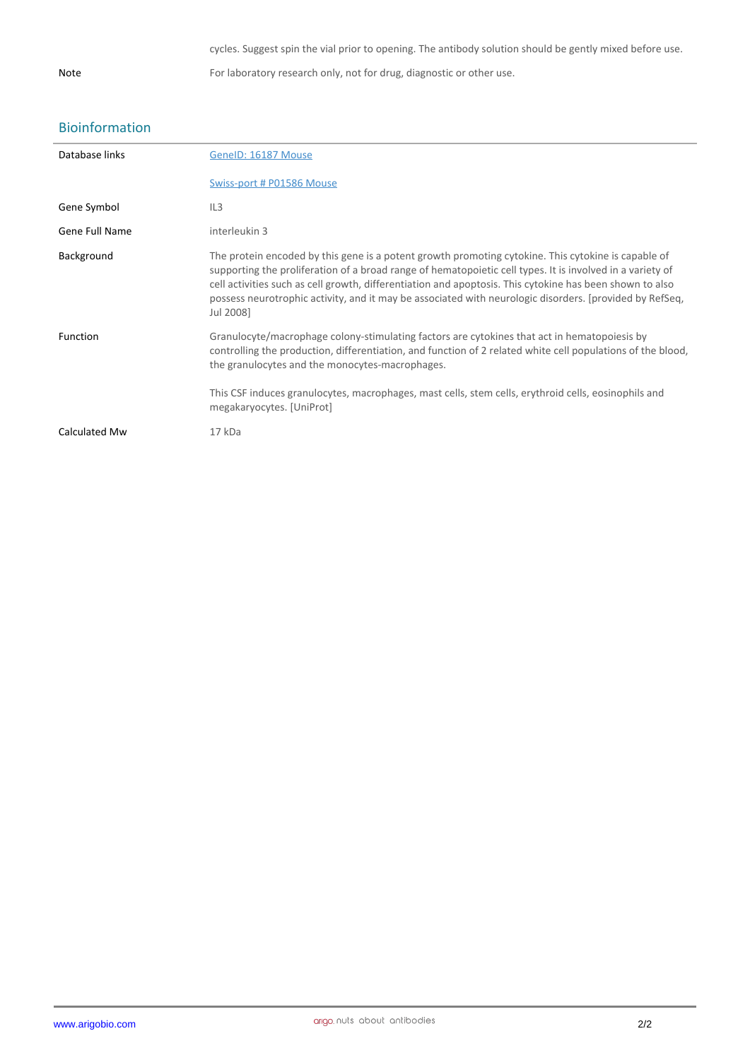| | |
|---|---|
| | cycles. Suggest spin the vial prior to opening. The antibody solution should be gently mixed before use. |
| Note | For laboratory research only, not for drug, diagnostic or other use. |

## Bioinformation

| | |
|---|---|
| Database links | GeneID: 16187 Mouse<br><br>Swiss-port # P01586 Mouse |
| Gene Symbol | IL3 |
| Gene Full Name | interleukin 3 |
| Background | The protein encoded by this gene is a potent growth promoting cytokine. This cytokine is capable of supporting the proliferation of a broad range of hematopoietic cell types. It is involved in a variety of cell activities such as cell growth, differentiation and apoptosis. This cytokine has been shown to also possess neurotrophic activity, and it may be associated with neurologic disorders. [provided by RefSeq, Jul 2008] |
| Function | Granulocyte/macrophage colony-stimulating factors are cytokines that act in hematopoiesis by controlling the production, differentiation, and function of 2 related white cell populations of the blood, the granulocytes and the monocytes-macrophages.<br><br>This CSF induces granulocytes, macrophages, mast cells, stem cells, erythroid cells, eosinophils and megakaryocytes. [UniProt] |
| Calculated Mw | 17 kDa |